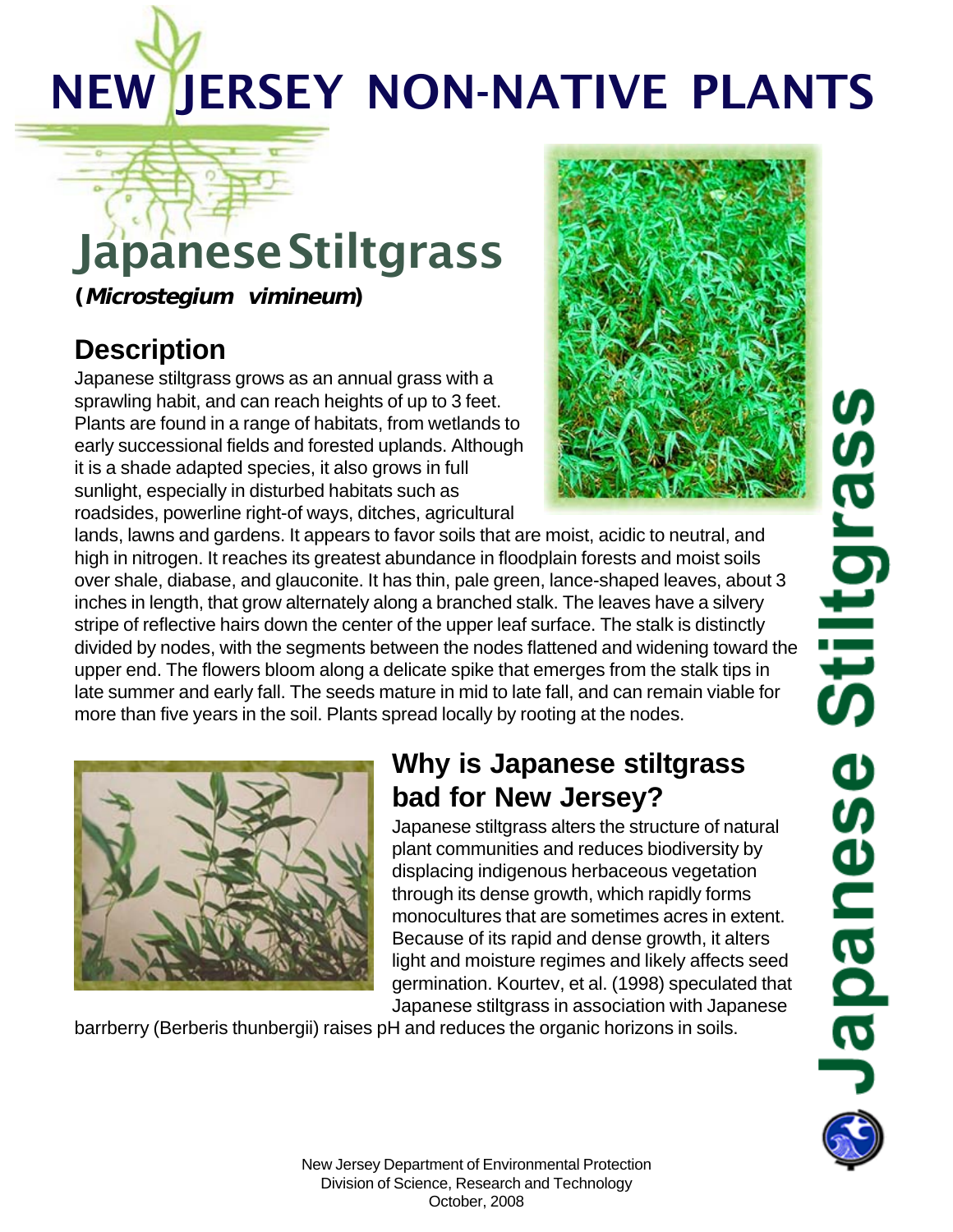# NEW JERSEY NON-NATIVE PLANTS

## Japanese Stiltgrass

**(*Microstegium vimineum*)**

### Description

Japanese stiltgrass grows as an annual grass with a sprawling habit, and can reach heights of up to 3 feet. Plants are found in a range of habitats, from wetlands to early successional fields and forested uplands. Although it is a shade adapted species, it also grows in full sunlight, especially in disturbed habitats such as roadsides, powerline right-of ways, ditches, agricultural lands, lawns and gardens. It appears to favor soils that are moist, acidic to neutral, and high in nitrogen. It reaches its greatest abundance in floodplain forests and moist soils over shale, diabase, and glauconite. It has thin, pale green, lance-shaped leaves, about 3 inches in length, that grow alternately along a branched stalk. The leaves have a silvery stripe of reflective hairs down the center of the upper leaf surface. The stalk is distinctly divided by nodes, with the segments between the nodes flattened and widening toward the upper end. The flowers bloom along a delicate spike that emerges from the stalk tips in late summer and early fall. The seeds mature in mid to late fall, and can remain viable for more than five years in the soil. Plants spread locally by rooting at the nodes.

### Why is Japanese stiltgrass bad for New Jersey?

Japanese stiltgrass alters the structure of natural plant communities and reduces biodiversity by displacing indigenous herbaceous vegetation through its dense growth, which rapidly forms monocultures that are sometimes acres in extent. Because of its rapid and dense growth, it alters light and moisture regimes and likely affects seed germination. Kourtev, et al. (1998) speculated that Japanese stiltgrass in association with Japanese barrberry (Berberis thunbergii) raises pH and reduces the organic horizons in soils.

New Jersey Department of Environmental Protection
Division of Science, Research and Technology
October, 2008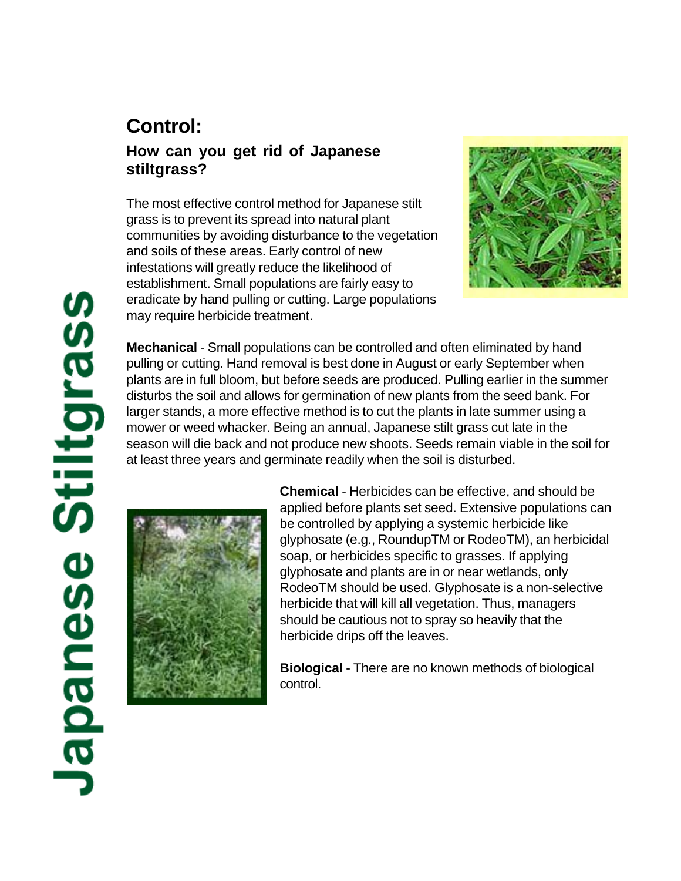## Control:

### How can you get rid of Japanese stiltgrass?

The most effective control method for Japanese stilt grass is to prevent its spread into natural plant communities by avoiding disturbance to the vegetation and soils of these areas. Early control of new infestations will greatly reduce the likelihood of establishment. Small populations are fairly easy to eradicate by hand pulling or cutting. Large populations may require herbicide treatment.

**Mechanical** - Small populations can be controlled and often eliminated by hand pulling or cutting. Hand removal is best done in August or early September when plants are in full bloom, but before seeds are produced. Pulling earlier in the summer disturbs the soil and allows for germination of new plants from the seed bank. For larger stands, a more effective method is to cut the plants in late summer using a mower or weed whacker. Being an annual, Japanese stilt grass cut late in the season will die back and not produce new shoots. Seeds remain viable in the soil for at least three years and germinate readily when the soil is disturbed.

**Chemical** - Herbicides can be effective, and should be applied before plants set seed. Extensive populations can be controlled by applying a systemic herbicide like glyphosate (e.g., RoundupTM or RodeoTM), an herbicidal soap, or herbicides specific to grasses. If applying glyphosate and plants are in or near wetlands, only RodeoTM should be used. Glyphosate is a non-selective herbicide that will kill all vegetation. Thus, managers should be cautious not to spray so heavily that the herbicide drips off the leaves.

**Biological** - There are no known methods of biological control.